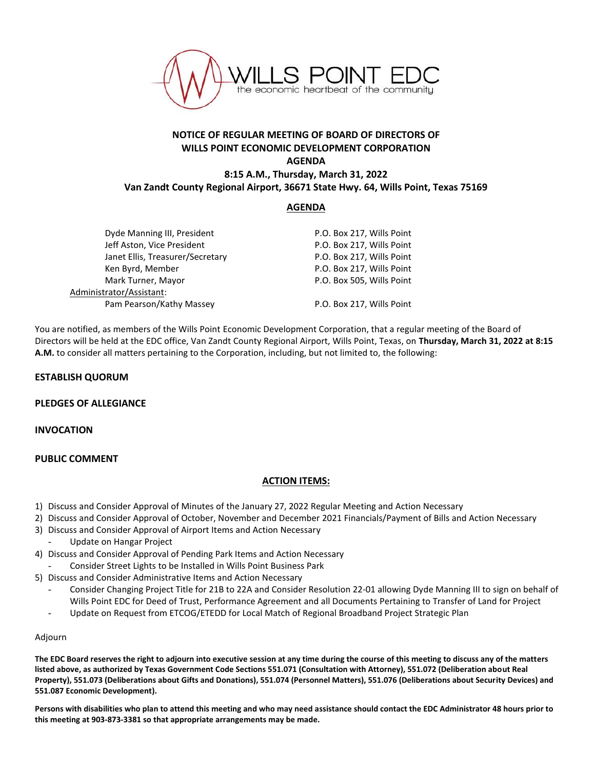WILLS POINT EDC
the economic heartbeat of the community

**NOTICE OF REGULAR MEETING OF BOARD OF DIRECTORS OF WILLS POINT ECONOMIC DEVELOPMENT CORPORATION**
**AGENDA**
**8:15 A.M., Thursday, March 31, 2022**
**Van Zandt County Regional Airport, 36671 State Hwy. 64, Wills Point, Texas 75169**

## AGENDA

| | |
|---|---|
| Dyde Manning III, President | P.O. Box 217, Wills Point |
| Jeff Aston, Vice President | P.O. Box 217, Wills Point |
| Janet Ellis, Treasurer/Secretary | P.O. Box 217, Wills Point |
| Ken Byrd, Member | P.O. Box 217, Wills Point |
| Mark Turner, Mayor | P.O. Box 505, Wills Point |
| Administrator/Assistant: | |
| Pam Pearson/Kathy Massey | P.O. Box 217, Wills Point |

You are notified, as members of the Wills Point Economic Development Corporation, that a regular meeting of the Board of Directors will be held at the EDC office, Van Zandt County Regional Airport, Wills Point, Texas, on **Thursday, March 31, 2022 at 8:15 A.M.** to consider all matters pertaining to the Corporation, including, but not limited to, the following:

**ESTABLISH QUORUM**

**PLEDGES OF ALLEGIANCE**

**INVOCATION**

**PUBLIC COMMENT**

## ACTION ITEMS:

1) Discuss and Consider Approval of Minutes of the January 27, 2022 Regular Meeting and Action Necessary
2) Discuss and Consider Approval of October, November and December 2021 Financials/Payment of Bills and Action Necessary
3) Discuss and Consider Approval of Airport Items and Action Necessary
   - Update on Hangar Project
4) Discuss and Consider Approval of Pending Park Items and Action Necessary
   - Consider Street Lights to be Installed in Wills Point Business Park
5) Discuss and Consider Administrative Items and Action Necessary
   - Consider Changing Project Title for 21B to 22A and Consider Resolution 22-01 allowing Dyde Manning III to sign on behalf of Wills Point EDC for Deed of Trust, Performance Agreement and all Documents Pertaining to Transfer of Land for Project
   - Update on Request from ETCOG/ETEDD for Local Match of Regional Broadband Project Strategic Plan

Adjourn

**The EDC Board reserves the right to adjourn into executive session at any time during the course of this meeting to discuss any of the matters listed above, as authorized by Texas Government Code Sections 551.071 (Consultation with Attorney), 551.072 (Deliberation about Real Property), 551.073 (Deliberations about Gifts and Donations), 551.074 (Personnel Matters), 551.076 (Deliberations about Security Devices) and 551.087 Economic Development).**

**Persons with disabilities who plan to attend this meeting and who may need assistance should contact the EDC Administrator 48 hours prior to this meeting at 903-873-3381 so that appropriate arrangements may be made.**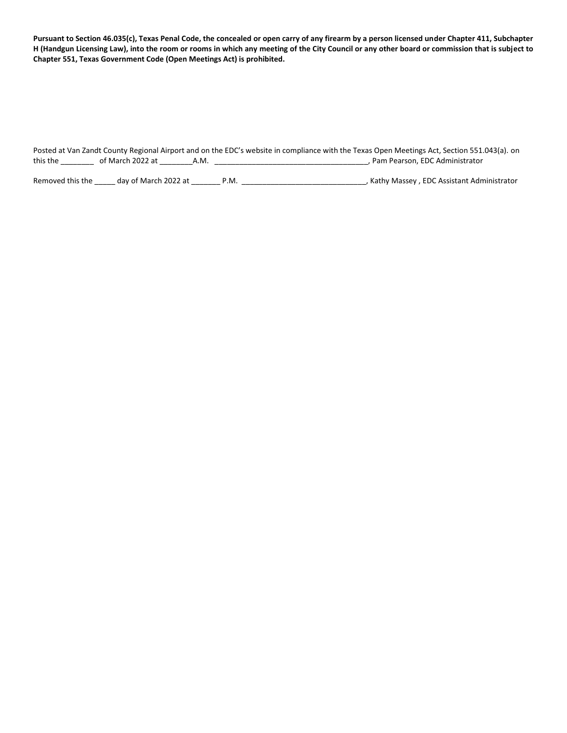**Pursuant to Section 46.035(c), Texas Penal Code, the concealed or open carry of any firearm by a person licensed under Chapter 411, Subchapter H (Handgun Licensing Law), into the room or rooms in which any meeting of the City Council or any other board or commission that is subject to Chapter 551, Texas Government Code (Open Meetings Act) is prohibited.**

Posted at Van Zandt County Regional Airport and on the EDC's website in compliance with the Texas Open Meetings Act, Section 551.043(a). on this the ________ of March 2022 at ________A.M. ____________________________________, Pam Pearson, EDC Administrator

Removed this the _____ day of March 2022 at _______ P.M. ______________________________, Kathy Massey , EDC Assistant Administrator